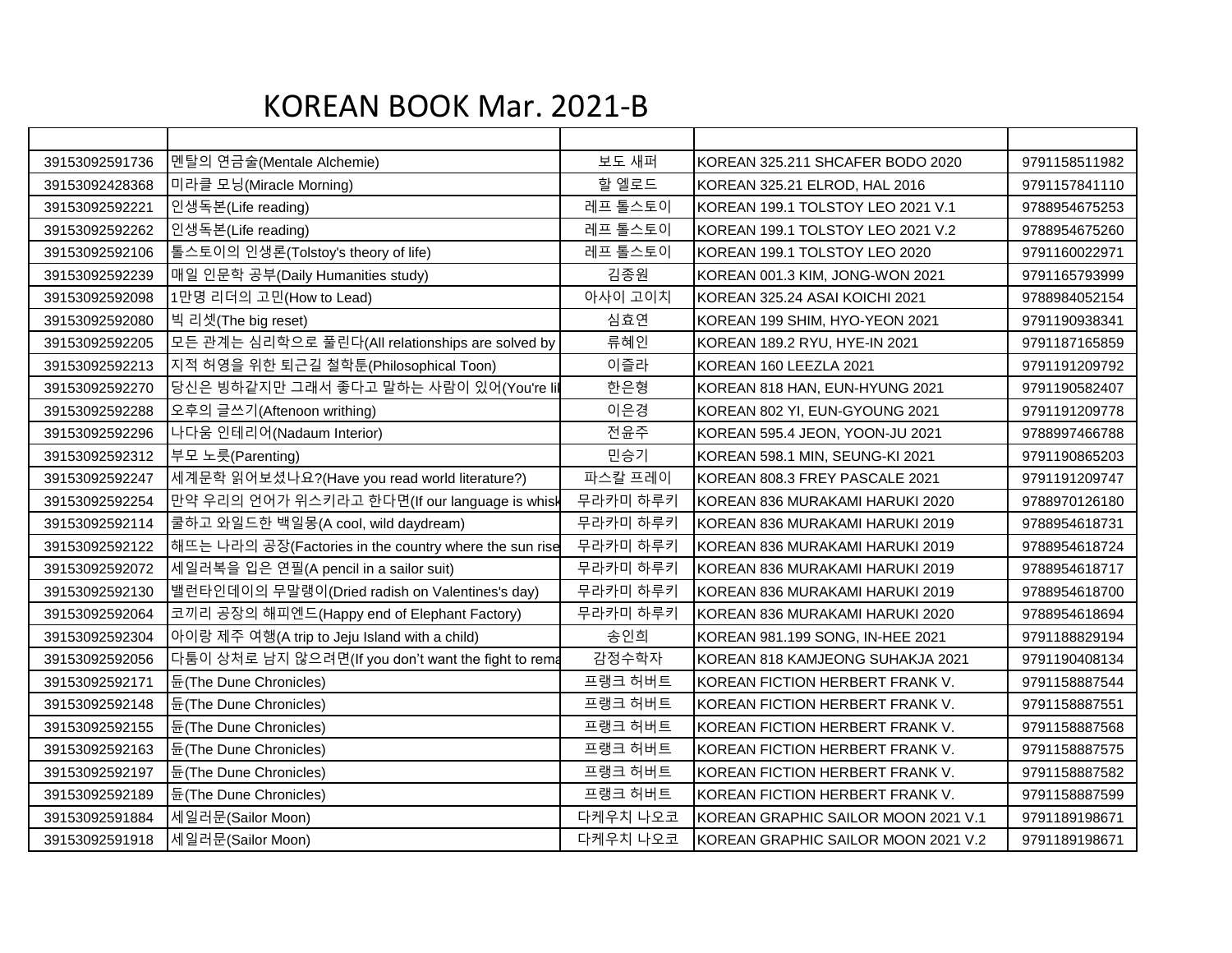# KOREAN BOOK Mar. 2021-B

| | | | | |
|---|---|---|---|---|
| 39153092591736 | 멘탈의 연금술(Mentale Alchemie) | 보도 섀퍼 | KOREAN 325.211 SHCAFER BODO 2020 | 9791158511982 |
| 39153092428368 | 미라클 모닝(Miracle Morning) | 할 엘로드 | KOREAN 325.21 ELROD, HAL 2016 | 9791157841110 |
| 39153092592221 | 인생독본(Life reading) | 레프 톨스토이 | KOREAN 199.1 TOLSTOY LEO 2021 V.1 | 9788954675253 |
| 39153092592262 | 인생독본(Life reading) | 레프 톨스토이 | KOREAN 199.1 TOLSTOY LEO 2021 V.2 | 9788954675260 |
| 39153092592106 | 톨스토이의 인생론(Tolstoy's theory of life) | 레프 톨스토이 | KOREAN 199.1 TOLSTOY LEO 2020 | 9791160022971 |
| 39153092592239 | 매일 인문학 공부(Daily Humanities study) | 김종원 | KOREAN 001.3 KIM, JONG-WON 2021 | 9791165793999 |
| 39153092592098 | 1만명 리더의 고민(How to Lead) | 아사이 고이치 | KOREAN 325.24 ASAI KOICHI 2021 | 9788984052154 |
| 39153092592080 | 빅 리셋(The big reset) | 심효연 | KOREAN 199 SHIM, HYO-YEON 2021 | 9791190938341 |
| 39153092592205 | 모든 관계는 심리학으로 풀린다(All relationships are solved by | 류혜인 | KOREAN 189.2 RYU, HYE-IN 2021 | 9791187165859 |
| 39153092592213 | 지적 허영을 위한 퇴근길 철학툰(Philosophical Toon) | 이즐라 | KOREAN 160 LEEZLA 2021 | 9791191209792 |
| 39153092592270 | 당신은 빙하같지만 그래서 좋다고 말하는 사람이 있어(You're lil | 한은형 | KOREAN 818 HAN, EUN-HYUNG 2021 | 9791190582407 |
| 39153092592288 | 오후의 글쓰기(Aftenoon writhing) | 이은경 | KOREAN 802 YI, EUN-GYOUNG 2021 | 9791191209778 |
| 39153092592296 | 나다움 인테리어(Nadaum Interior) | 전윤주 | KOREAN 595.4 JEON, YOON-JU 2021 | 9788997466788 |
| 39153092592312 | 부모 노릇(Parenting) | 민승기 | KOREAN 598.1 MIN, SEUNG-KI 2021 | 9791190865203 |
| 39153092592247 | 세계문학 읽어보셨나요?(Have you read world literature?) | 파스칼 프레이 | KOREAN 808.3 FREY PASCALE 2021 | 9791191209747 |
| 39153092592254 | 만약 우리의 언어가 위스키라고 한다면(If our language is whisk | 무라카미 하루키 | KOREAN 836 MURAKAMI HARUKI 2020 | 9788970126180 |
| 39153092592114 | 쿨하고 와일드한 백일몽(A cool, wild daydream) | 무라카미 하루키 | KOREAN 836 MURAKAMI HARUKI 2019 | 9788954618731 |
| 39153092592122 | 해뜨는 나라의 공장(Factories in the country where the sun rise | 무라카미 하루키 | KOREAN 836 MURAKAMI HARUKI 2019 | 9788954618724 |
| 39153092592072 | 세일러복을 입은 연필(A pencil in a sailor suit) | 무라카미 하루키 | KOREAN 836 MURAKAMI HARUKI 2019 | 9788954618717 |
| 39153092592130 | 밸런타인데이의 무말랭이(Dried radish on Valentines's day) | 무라카미 하루키 | KOREAN 836 MURAKAMI HARUKI 2019 | 9788954618700 |
| 39153092592064 | 코끼리 공장의 해피엔드(Happy end of Elephant Factory) | 무라카미 하루키 | KOREAN 836 MURAKAMI HARUKI 2020 | 9788954618694 |
| 39153092592304 | 아이랑 제주 여행(A trip to Jeju Island with a child) | 송인희 | KOREAN 981.199 SONG, IN-HEE 2021 | 9791188829194 |
| 39153092592056 | 다툼이 상처로 남지 않으려면(If you don't want the fight to rema | 감정수학자 | KOREAN 818 KAMJEONG SUHAKJA 2021 | 9791190408134 |
| 39153092592171 | 듄(The Dune Chronicles) | 프랭크 허버트 | KOREAN FICTION HERBERT FRANK V. | 9791158887544 |
| 39153092592148 | 듄(The Dune Chronicles) | 프랭크 허버트 | KOREAN FICTION HERBERT FRANK V. | 9791158887551 |
| 39153092592155 | 듄(The Dune Chronicles) | 프랭크 허버트 | KOREAN FICTION HERBERT FRANK V. | 9791158887568 |
| 39153092592163 | 듄(The Dune Chronicles) | 프랭크 허버트 | KOREAN FICTION HERBERT FRANK V. | 9791158887575 |
| 39153092592197 | 듄(The Dune Chronicles) | 프랭크 허버트 | KOREAN FICTION HERBERT FRANK V. | 9791158887582 |
| 39153092592189 | 듄(The Dune Chronicles) | 프랭크 허버트 | KOREAN FICTION HERBERT FRANK V. | 9791158887599 |
| 39153092591884 | 세일러문(Sailor Moon) | 다케우치 나오코 | KOREAN GRAPHIC SAILOR MOON 2021 V.1 | 9791189198671 |
| 39153092591918 | 세일러문(Sailor Moon) | 다케우치 나오코 | KOREAN GRAPHIC SAILOR MOON 2021 V.2 | 9791189198671 |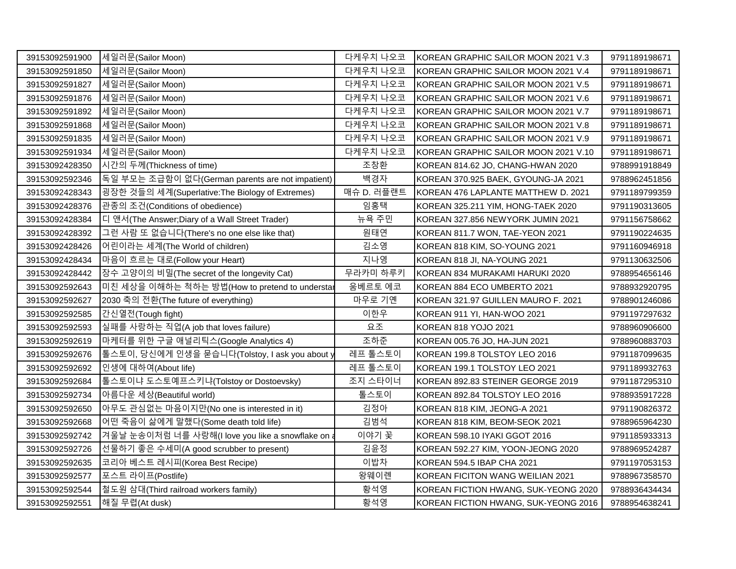| | | | | |
|---|---|---|---|---|
| 39153092591900 | 세일러문(Sailor Moon) | 다케우치 나오코 | KOREAN GRAPHIC SAILOR MOON 2021 V.3 | 9791189198671 |
| 39153092591850 | 세일러문(Sailor Moon) | 다케우치 나오코 | KOREAN GRAPHIC SAILOR MOON 2021 V.4 | 9791189198671 |
| 39153092591827 | 세일러문(Sailor Moon) | 다케우치 나오코 | KOREAN GRAPHIC SAILOR MOON 2021 V.5 | 9791189198671 |
| 39153092591876 | 세일러문(Sailor Moon) | 다케우치 나오코 | KOREAN GRAPHIC SAILOR MOON 2021 V.6 | 9791189198671 |
| 39153092591892 | 세일러문(Sailor Moon) | 다케우치 나오코 | KOREAN GRAPHIC SAILOR MOON 2021 V.7 | 9791189198671 |
| 39153092591868 | 세일러문(Sailor Moon) | 다케우치 나오코 | KOREAN GRAPHIC SAILOR MOON 2021 V.8 | 9791189198671 |
| 39153092591835 | 세일러문(Sailor Moon) | 다케우치 나오코 | KOREAN GRAPHIC SAILOR MOON 2021 V.9 | 9791189198671 |
| 39153092591934 | 세일러문(Sailor Moon) | 다케우치 나오코 | KOREAN GRAPHIC SAILOR MOON 2021 V.10 | 9791189198671 |
| 39153092428350 | 시간의 두께(Thickness of time) | 조창환 | KOREAN 814.62 JO, CHANG-HWAN 2020 | 9788991918849 |
| 39153092592346 | 독일 부모는 조급함이 없다(German parents are not impatient) | 백경자 | KOREAN 370.925 BAEK, GYOUNG-JA 2021 | 9788962451856 |
| 39153092428343 | 굉장한 것들의 세계(Superlative:The Biology of Extremes) | 매슈 D. 러플랜트 | KOREAN 476 LAPLANTE MATTHEW D. 2021 | 9791189799359 |
| 39153092428376 | 관종의 조건(Conditions of obedience) | 임홍택 | KOREAN 325.211 YIM, HONG-TAEK 2020 | 9791190313605 |
| 39153092428384 | 디 앤서(The Answer;Diary of a Wall Street Trader) | 뉴욕 주민 | KOREAN 327.856 NEWYORK JUMIN 2021 | 9791156758662 |
| 39153092428392 | 그런 사람 또 없습니다(There's no one else like that) | 원태연 | KOREAN 811.7 WON, TAE-YEON 2021 | 9791190224635 |
| 39153092428426 | 어린이라는 세계(The World of children) | 김소영 | KOREAN 818 KIM, SO-YOUNG 2021 | 9791160946918 |
| 39153092428434 | 마음이 흐르는 대로(Follow your Heart) | 지나영 | KOREAN 818 JI, NA-YOUNG 2021 | 9791130632506 |
| 39153092428442 | 장수 고양이의 비밀(The secret of the longevity Cat) | 무라카미 하루키 | KOREAN 834 MURAKAMI HARUKI 2020 | 9788954656146 |
| 39153092592643 | 미친 세상을 이해하는 척하는 방법(How to pretend to understa | 움베르토 에코 | KOREAN 884 ECO UMBERTO 2021 | 9788932920795 |
| 39153092592627 | 2030 축의 전환(The future of everything) | 마우로 기옌 | KOREAN 321.97 GUILLEN MAURO F. 2021 | 9788901246086 |
| 39153092592585 | 간신열전(Tough fight) | 이한우 | KOREAN 911 YI, HAN-WOO 2021 | 9791197297632 |
| 39153092592593 | 실패를 사랑하는 직업(A job that loves failure) | 요조 | KOREAN 818 YOJO 2021 | 9788960906600 |
| 39153092592619 | 마케터를 위한 구글 애널리틱스(Google Analytics 4) | 조하준 | KOREAN 005.76 JO, HA-JUN 2021 | 9788960883703 |
| 39153092592676 | 톨스토이, 당신에게 인생을 묻습니다(Tolstoy, I ask you about y | 레프 톨스토이 | KOREAN 199.8 TOLSTOY LEO 2016 | 9791187099635 |
| 39153092592692 | 인생에 대하여(About life) | 레프 톨스토이 | KOREAN 199.1 TOLSTOY LEO 2021 | 9791189932763 |
| 39153092592684 | 톨스토이냐 도스토예프스키냐(Tolstoy or Dostoevsky) | 조지 스타이너 | KOREAN 892.83 STEINER GEORGE 2019 | 9791187295310 |
| 39153092592734 | 아름다운 세상(Beautiful world) | 톨스토이 | KOREAN 892.84 TOLSTOY LEO 2016 | 9788935917228 |
| 39153092592650 | 아무도 관심없는 마음이지만(No one is interested in it) | 김정아 | KOREAN 818 KIM, JEONG-A 2021 | 9791190826372 |
| 39153092592668 | 어떤 죽음이 삶에게 말했다(Some death told life) | 김범석 | KOREAN 818 KIM, BEOM-SEOK 2021 | 9788965964230 |
| 39153092592742 | 겨울날 눈송이처럼 너를 사랑해(I love you like a snowflake on a | 이야기 꽃 | KOREAN 598.10 IYAKI GGOT 2016 | 9791185933313 |
| 39153092592726 | 선물하기 좋은 수세미(A good scrubber to present) | 김윤정 | KOREAN 592.27 KIM, YOON-JEONG 2020 | 9788969524287 |
| 39153092592635 | 코리아 베스트 레시피(Korea Best Recipe) | 이밥차 | KOREAN 594.5 IBAP CHA 2021 | 9791197053153 |
| 39153092592577 | 포스트 라이프(Postlife) | 왕웨이롄 | KOREAN FICITON WANG WEILIAN 2021 | 9788967358570 |
| 39153092592544 | 철도원 삼대(Third railroad workers family) | 황석영 | KOREAN FICTION HWANG, SUK-YEONG 2020 | 9788936434434 |
| 39153092592551 | 해질 무렵(At dusk) | 황석영 | KOREAN FICTION HWANG, SUK-YEONG 2016 | 9788954638241 |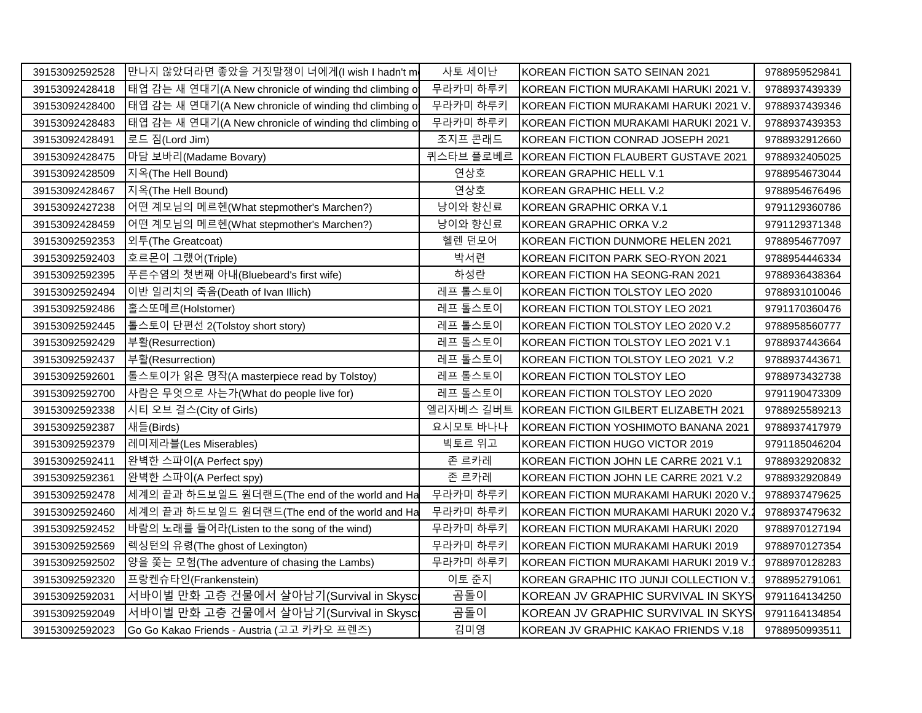| | | | | |
|---|---|---|---|---|
| 39153092592528 | 만나지 않았더라면 좋았을 거짓말쟁이 너에게(I wish I hadn't m | 사토 세이난 | KOREAN FICTION SATO SEINAN 2021 | 9788959529841 |
| 39153092428418 | 태엽 감는 새 연대기(A New chronicle of winding thd climbing o | 무라카미 하루키 | KOREAN FICTION MURAKAMI HARUKI 2021 V. | 9788937439339 |
| 39153092428400 | 태엽 감는 새 연대기(A New chronicle of winding thd climbing o | 무라카미 하루키 | KOREAN FICTION MURAKAMI HARUKI 2021 V. | 9788937439346 |
| 39153092428483 | 태엽 감는 새 연대기(A New chronicle of winding thd climbing o | 무라카미 하루키 | KOREAN FICTION MURAKAMI HARUKI 2021 V. | 9788937439353 |
| 39153092428491 | 로드 짐(Lord Jim) | 조지프 콘래드 | KOREAN FICTION CONRAD JOSEPH 2021 | 9788932912660 |
| 39153092428475 | 마담 보바리(Madame Bovary) | 귀스타브 플로베르 | KOREAN FICTION FLAUBERT GUSTAVE 2021 | 9788932405025 |
| 39153092428509 | 지옥(The Hell Bound) | 연상호 | KOREAN GRAPHIC HELL V.1 | 9788954673044 |
| 39153092428467 | 지옥(The Hell Bound) | 연상호 | KOREAN GRAPHIC HELL V.2 | 9788954676496 |
| 39153092427238 | 어떤 계모님의 메르헨(What stepmother's Marchen?) | 낭이와 향신료 | KOREAN GRAPHIC ORKA V.1 | 9791129360786 |
| 39153092428459 | 어떤 계모님의 메르헨(What stepmother's Marchen?) | 낭이와 향신료 | KOREAN GRAPHIC ORKA V.2 | 9791129371348 |
| 39153092592353 | 외투(The Greatcoat) | 헬렌 던모어 | KOREAN FICTION DUNMORE HELEN 2021 | 9788954677097 |
| 39153092592403 | 호르몬이 그랬어(Triple) | 박서련 | KOREAN FICITON PARK SEO-RYON 2021 | 9788954446334 |
| 39153092592395 | 푸른수염의 첫번째 아내(Bluebeard's first wife) | 하성란 | KOREAN FICTION HA SEONG-RAN 2021 | 9788936438364 |
| 39153092592494 | 이반 일리치의 죽음(Death of Ivan Illich) | 레프 톨스토이 | KOREAN FICTION TOLSTOY LEO 2020 | 9788931010046 |
| 39153092592486 | 홀스또메르(Holstomer) | 레프 톨스토이 | KOREAN FICTION TOLSTOY LEO 2021 | 9791170360476 |
| 39153092592445 | 톨스토이 단편선 2(Tolstoy short story) | 레프 톨스토이 | KOREAN FICTION TOLSTOY LEO 2020 V.2 | 9788958560777 |
| 39153092592429 | 부활(Resurrection) | 레프 톨스토이 | KOREAN FICTION TOLSTOY LEO 2021 V.1 | 9788937443664 |
| 39153092592437 | 부활(Resurrection) | 레프 톨스토이 | KOREAN FICTION TOLSTOY LEO 2021  V.2 | 9788937443671 |
| 39153092592601 | 톨스토이가 읽은 명작(A masterpiece read by Tolstoy) | 레프 톨스토이 | KOREAN FICTION TOLSTOY LEO | 9788973432738 |
| 39153092592700 | 사람은 무엇으로 사는가(What do people live for) | 레프 톨스토이 | KOREAN FICTION TOLSTOY LEO 2020 | 9791190473309 |
| 39153092592338 | 시티 오브 걸스(City of Girls) | 엘리자베스 길버트 | KOREAN FICTION GILBERT ELIZABETH 2021 | 9788925589213 |
| 39153092592387 | 새들(Birds) | 요시모토 바나나 | KOREAN FICTION YOSHIMOTO BANANA 2021 | 9788937417979 |
| 39153092592379 | 레미제라블(Les Miserables) | 빅토르 위고 | KOREAN FICTION HUGO VICTOR 2019 | 9791185046204 |
| 39153092592411 | 완벽한 스파이(A Perfect spy) | 존 르카레 | KOREAN FICTION JOHN LE CARRE 2021 V.1 | 9788932920832 |
| 39153092592361 | 완벽한 스파이(A Perfect spy) | 존 르카레 | KOREAN FICTION JOHN LE CARRE 2021 V.2 | 9788932920849 |
| 39153092592478 | 세계의 끝과 하드보일드 원더랜드(The end of the world and Ha | 무라카미 하루키 | KOREAN FICTION MURAKAMI HARUKI 2020 V. | 9788937479625 |
| 39153092592460 | 세계의 끝과 하드보일드 원더랜드(The end of the world and Ha | 무라카미 하루키 | KOREAN FICTION MURAKAMI HARUKI 2020 V. | 9788937479632 |
| 39153092592452 | 바람의 노래를 들어라(Listen to the song of the wind) | 무라카미 하루키 | KOREAN FICTION MURAKAMI HARUKI 2020 | 9788970127194 |
| 39153092592569 | 렉싱턴의 유령(The ghost of Lexington) | 무라카미 하루키 | KOREAN FICTION MURAKAMI HARUKI 2019 | 9788970127354 |
| 39153092592502 | 양을 쫓는 모험(The adventure of chasing the Lambs) | 무라카미 하루키 | KOREAN FICTION MURAKAMI HARUKI 2019 V. | 9788970128283 |
| 39153092592320 | 프랑켄슈타인(Frankenstein) | 이토 준지 | KOREAN GRAPHIC ITO JUNJI COLLECTION V. | 9788952791061 |
| 39153092592031 | 서바이벌 만화 고층 건물에서 살아남기(Survival in Skysc | 곰돌이 | KOREAN JV GRAPHIC SURVIVAL IN SKYS | 9791164134250 |
| 39153092592049 | 서바이벌 만화 고층 건물에서 살아남기(Survival in Skysc | 곰돌이 | KOREAN JV GRAPHIC SURVIVAL IN SKYS | 9791164134854 |
| 39153092592023 | Go Go Kakao Friends - Austria (고고 카카오 프렌즈) | 김미영 | KOREAN JV GRAPHIC KAKAO FRIENDS V.18 | 9788950993511 |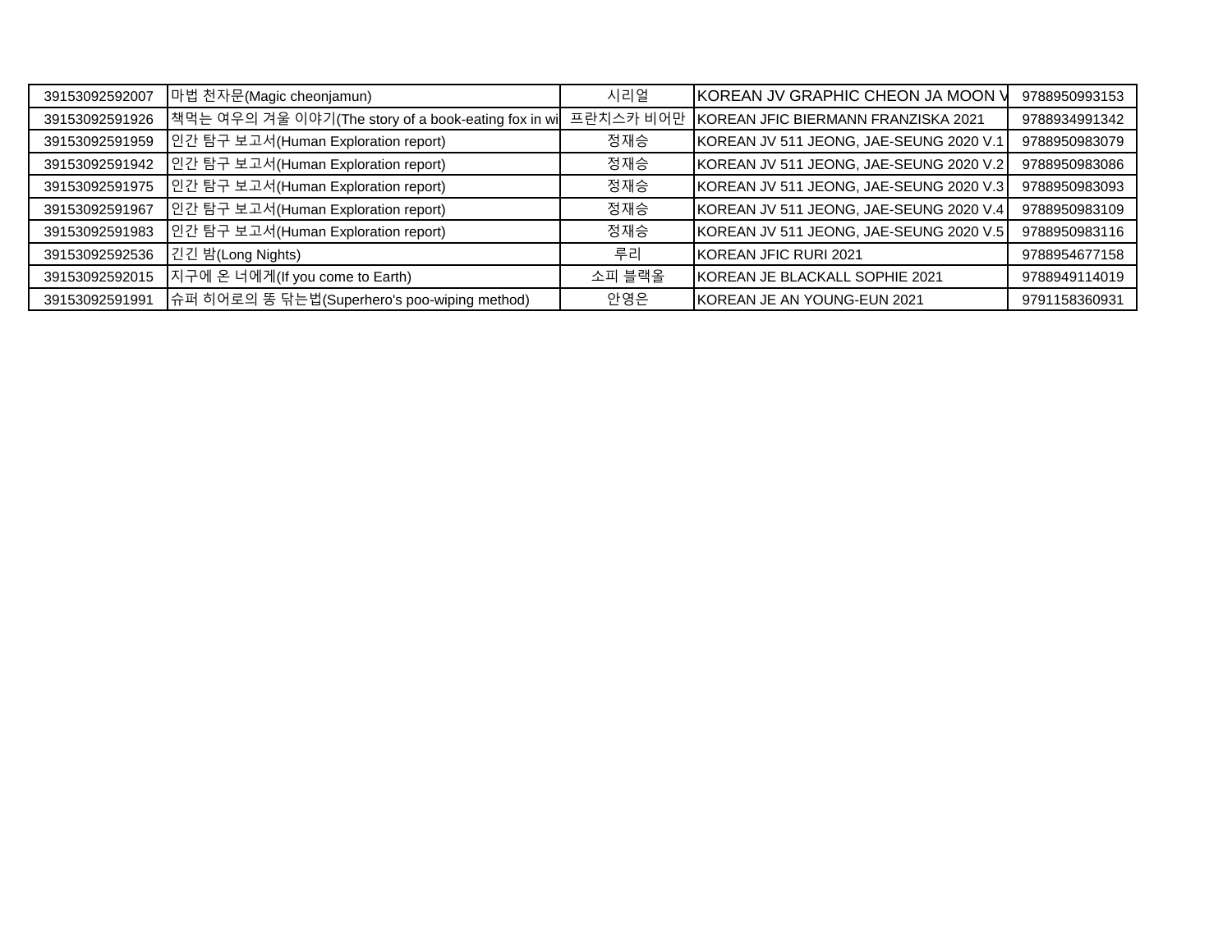| | | | | |
|---|---|---|---|---|
| 39153092592007 | 마법 천자문(Magic cheonjamun) | 시리얼 | KOREAN JV GRAPHIC CHEON JA MOON V | 9788950993153 |
| 39153092591926 | 책먹는 여우의 겨울 이야기(The story of a book-eating fox in wi | 프란치스카 비어만 | KOREAN JFIC BIERMANN FRANZISKA 2021 | 9788934991342 |
| 39153092591959 | 인간 탐구 보고서(Human Exploration report) | 정재승 | KOREAN JV 511 JEONG, JAE-SEUNG 2020 V.1 | 9788950983079 |
| 39153092591942 | 인간 탐구 보고서(Human Exploration report) | 정재승 | KOREAN JV 511 JEONG, JAE-SEUNG 2020 V.2 | 9788950983086 |
| 39153092591975 | 인간 탐구 보고서(Human Exploration report) | 정재승 | KOREAN JV 511 JEONG, JAE-SEUNG 2020 V.3 | 9788950983093 |
| 39153092591967 | 인간 탐구 보고서(Human Exploration report) | 정재승 | KOREAN JV 511 JEONG, JAE-SEUNG 2020 V.4 | 9788950983109 |
| 39153092591983 | 인간 탐구 보고서(Human Exploration report) | 정재승 | KOREAN JV 511 JEONG, JAE-SEUNG 2020 V.5 | 9788950983116 |
| 39153092592536 | 긴긴 밤(Long Nights) | 루리 | KOREAN JFIC RURI 2021 | 9788954677158 |
| 39153092592015 | 지구에 온 너에게(If you come to Earth) | 소피 블랙올 | KOREAN JE BLACKALL SOPHIE 2021 | 9788949114019 |
| 39153092591991 | 슈퍼 히어로의 똥 닦는법(Superhero's poo-wiping method) | 안영은 | KOREAN JE AN YOUNG-EUN 2021 | 9791158360931 |